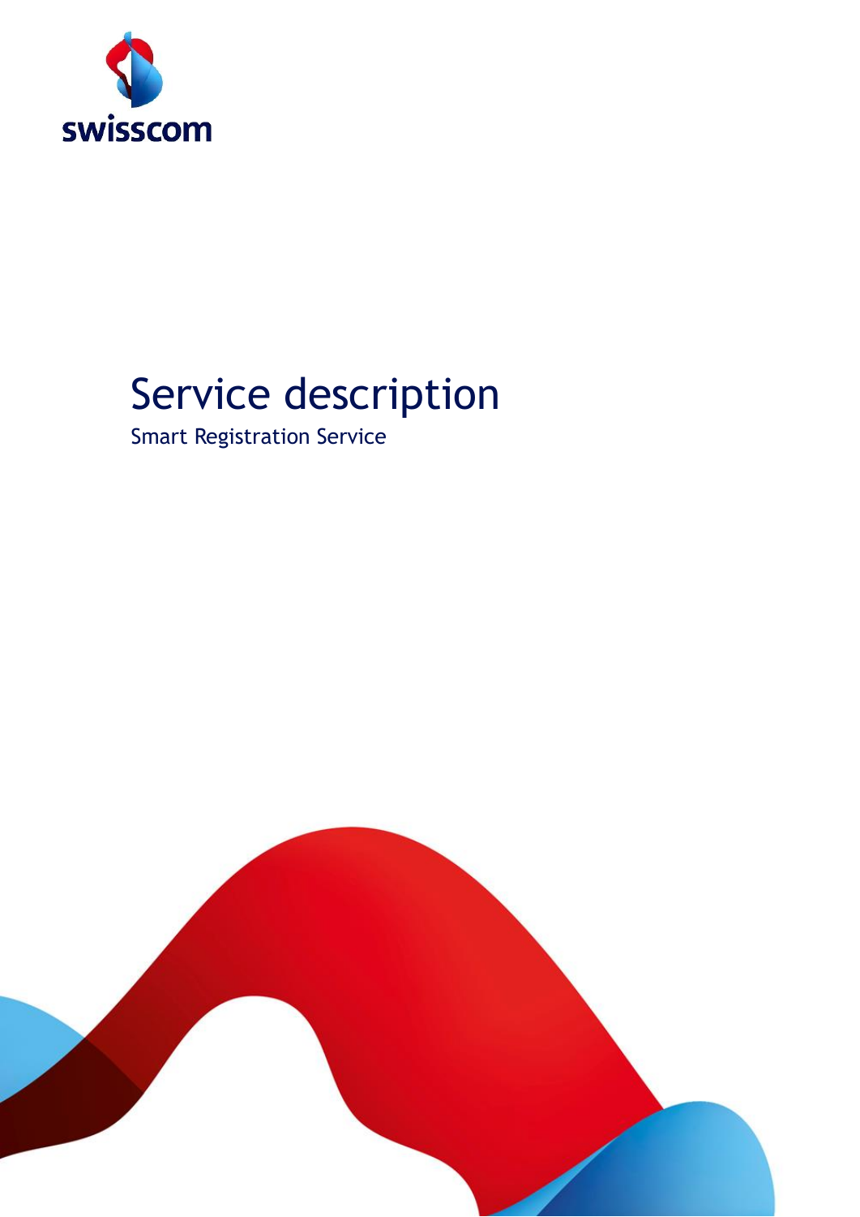swisscom

# Service description

Smart Registration Service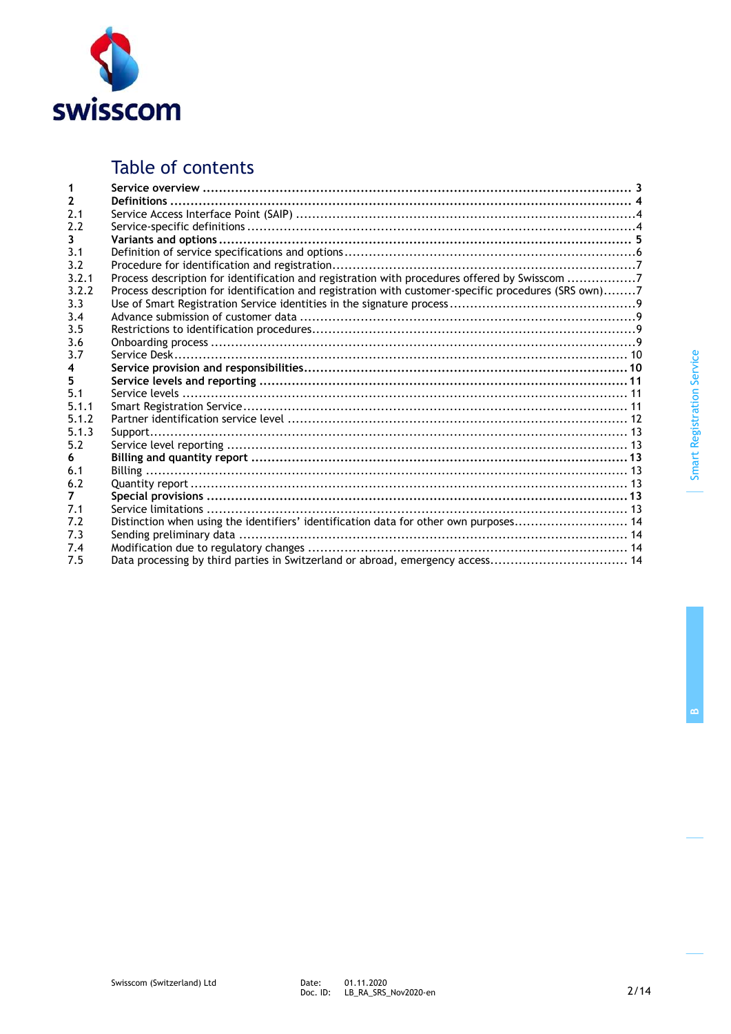# Table of contents

| | | |
|---|---|---|
| **1** | **Service overview** | **3** |
| **2** | **Definitions** | **4** |
| 2.1 | Service Access Interface Point (SAIP) | 4 |
| 2.2 | Service-specific definitions | 4 |
| **3** | **Variants and options** | **5** |
| 3.1 | Definition of service specifications and options | 6 |
| 3.2 | Procedure for identification and registration | 7 |
| 3.2.1 | Process description for identification and registration with procedures offered by Swisscom | 7 |
| 3.2.2 | Process description for identification and registration with customer-specific procedures (SRS own) | 7 |
| 3.3 | Use of Smart Registration Service identities in the signature process | 9 |
| 3.4 | Advance submission of customer data | 9 |
| 3.5 | Restrictions to identification procedures | 9 |
| 3.6 | Onboarding process | 9 |
| 3.7 | Service Desk | 10 |
| **4** | **Service provision and responsibilities** | **10** |
| **5** | **Service levels and reporting** | **11** |
| 5.1 | Service levels | 11 |
| 5.1.1 | Smart Registration Service | 11 |
| 5.1.2 | Partner identification service level | 12 |
| 5.1.3 | Support | 13 |
| 5.2 | Service level reporting | 13 |
| **6** | **Billing and quantity report** | **13** |
| 6.1 | Billing | 13 |
| 6.2 | Quantity report | 13 |
| **7** | **Special provisions** | **13** |
| 7.1 | Service limitations | 13 |
| 7.2 | Distinction when using the identifiers' identification data for other own purposes | 14 |
| 7.3 | Sending preliminary data | 14 |
| 7.4 | Modification due to regulatory changes | 14 |
| 7.5 | Data processing by third parties in Switzerland or abroad, emergency access | 14 |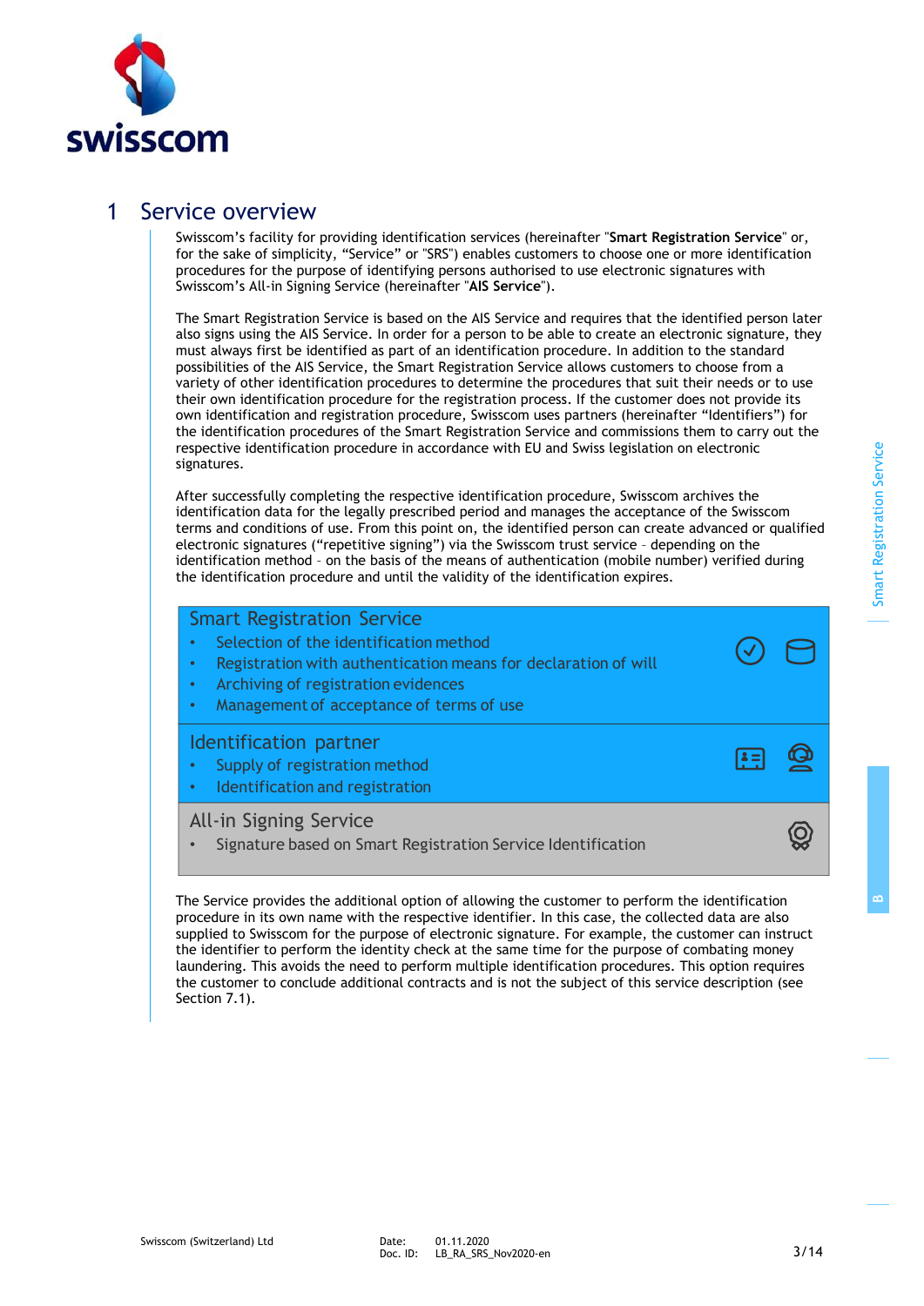# 1 Service overview

Swisscom's facility for providing identification services (hereinafter "**Smart Registration Service**" or, for the sake of simplicity, "Service" or "SRS") enables customers to choose one or more identification procedures for the purpose of identifying persons authorised to use electronic signatures with Swisscom's All-in Signing Service (hereinafter "**AIS Service**").

The Smart Registration Service is based on the AIS Service and requires that the identified person later also signs using the AIS Service. In order for a person to be able to create an electronic signature, they must always first be identified as part of an identification procedure. In addition to the standard possibilities of the AIS Service, the Smart Registration Service allows customers to choose from a variety of other identification procedures to determine the procedures that suit their needs or to use their own identification procedure for the registration process. If the customer does not provide its own identification and registration procedure, Swisscom uses partners (hereinafter "Identifiers") for the identification procedures of the Smart Registration Service and commissions them to carry out the respective identification procedure in accordance with EU and Swiss legislation on electronic signatures.

After successfully completing the respective identification procedure, Swisscom archives the identification data for the legally prescribed period and manages the acceptance of the Swisscom terms and conditions of use. From this point on, the identified person can create advanced or qualified electronic signatures ("repetitive signing") via the Swisscom trust service - depending on the identification method - on the basis of the means of authentication (mobile number) verified during the identification procedure and until the validity of the identification expires.

**Smart Registration Service**
- Selection of the identification method
- Registration with authentication means for declaration of will
- Archiving of registration evidences
- Management of acceptance of terms of use

**Identification partner**
- Supply of registration method
- Identification and registration

**All-in Signing Service**
- Signature based on Smart Registration Service Identification

The Service provides the additional option of allowing the customer to perform the identification procedure in its own name with the respective identifier. In this case, the collected data are also supplied to Swisscom for the purpose of electronic signature. For example, the customer can instruct the identifier to perform the identity check at the same time for the purpose of combating money laundering. This avoids the need to perform multiple identification procedures. This option requires the customer to conclude additional contracts and is not the subject of this service description (see Section 7.1).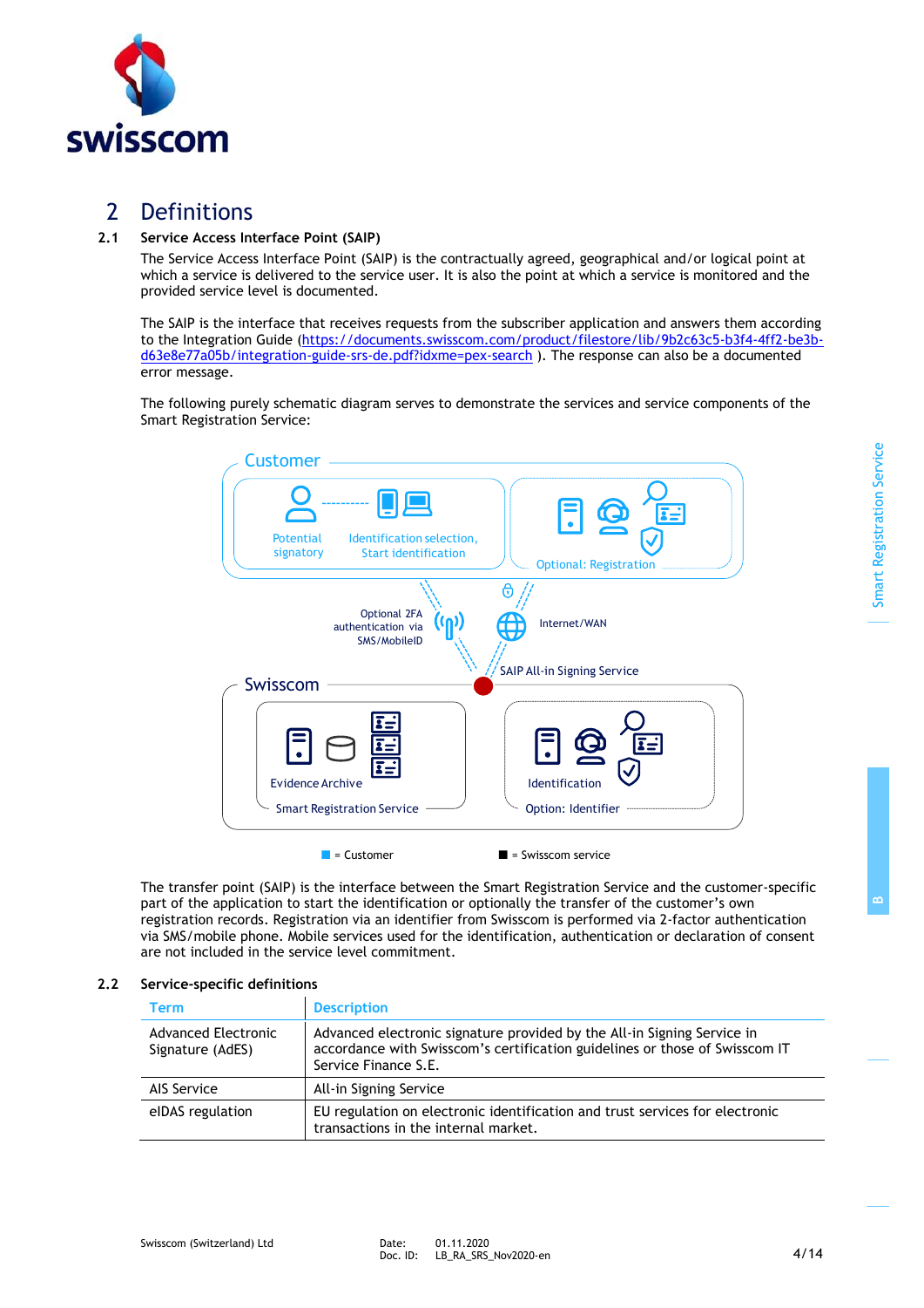# 2 Definitions

## 2.1 Service Access Interface Point (SAIP)

The Service Access Interface Point (SAIP) is the contractually agreed, geographical and/or logical point at which a service is delivered to the service user. It is also the point at which a service is monitored and the provided service level is documented.

The SAIP is the interface that receives requests from the subscriber application and answers them according to the Integration Guide (https://documents.swisscom.com/product/filestore/lib/9b2c63c5-b3f4-4ff2-be3b-d63e8e77a05b/integration-guide-srs-de.pdf?idxme=pex-search ). The response can also be a documented error message.

The following purely schematic diagram serves to demonstrate the services and service components of the Smart Registration Service:

Customer: Potential signatory; Identification selection, Start identification; Optional: Registration

Optional 2FA authentication via SMS/MobileID — Internet/WAN — SAIP All-in Signing Service

Swisscom: Evidence Archive; Smart Registration Service; Identification; Option: Identifier

■ = Customer ■ = Swisscom service

The transfer point (SAIP) is the interface between the Smart Registration Service and the customer-specific part of the application to start the identification or optionally the transfer of the customer's own registration records. Registration via an identifier from Swisscom is performed via 2-factor authentication via SMS/mobile phone. Mobile services used for the identification, authentication or declaration of consent are not included in the service level commitment.

## 2.2 Service-specific definitions

| Term | Description |
| --- | --- |
| Advanced Electronic Signature (AdES) | Advanced electronic signature provided by the All-in Signing Service in accordance with Swisscom's certification guidelines or those of Swisscom IT Service Finance S.E. |
| AIS Service | All-in Signing Service |
| eIDAS regulation | EU regulation on electronic identification and trust services for electronic transactions in the internal market. |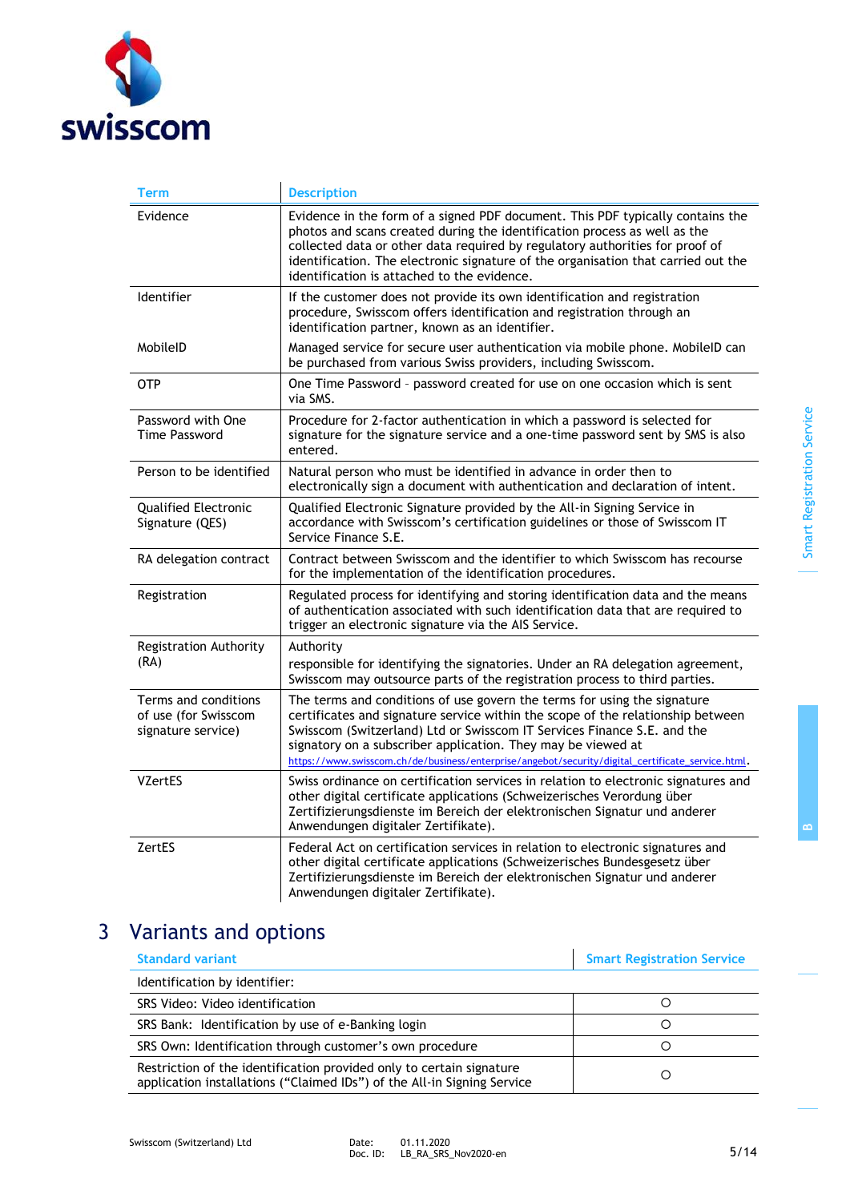| Term | Description |
|---|---|
| Evidence | Evidence in the form of a signed PDF document. This PDF typically contains the photos and scans created during the identification process as well as the collected data or other data required by regulatory authorities for proof of identification. The electronic signature of the organisation that carried out the identification is attached to the evidence. |
| Identifier | If the customer does not provide its own identification and registration procedure, Swisscom offers identification and registration through an identification partner, known as an identifier. |
| MobileID | Managed service for secure user authentication via mobile phone. MobileID can be purchased from various Swiss providers, including Swisscom. |
| OTP | One Time Password – password created for use on one occasion which is sent via SMS. |
| Password with One Time Password | Procedure for 2-factor authentication in which a password is selected for signature for the signature service and a one-time password sent by SMS is also entered. |
| Person to be identified | Natural person who must be identified in advance in order then to electronically sign a document with authentication and declaration of intent. |
| Qualified Electronic Signature (QES) | Qualified Electronic Signature provided by the All-in Signing Service in accordance with Swisscom's certification guidelines or those of Swisscom IT Service Finance S.E. |
| RA delegation contract | Contract between Swisscom and the identifier to which Swisscom has recourse for the implementation of the identification procedures. |
| Registration | Regulated process for identifying and storing identification data and the means of authentication associated with such identification data that are required to trigger an electronic signature via the AIS Service. |
| Registration Authority (RA) | Authority<br>responsible for identifying the signatories. Under an RA delegation agreement, Swisscom may outsource parts of the registration process to third parties. |
| Terms and conditions of use (for Swisscom signature service) | The terms and conditions of use govern the terms for using the signature certificates and signature service within the scope of the relationship between Swisscom (Switzerland) Ltd or Swisscom IT Services Finance S.E. and the signatory on a subscriber application. They may be viewed at https://www.swisscom.ch/de/business/enterprise/angebot/security/digital_certificate_service.html. |
| VZertES | Swiss ordinance on certification services in relation to electronic signatures and other digital certificate applications (Schweizerisches Verordung über Zertifizierungsdienste im Bereich der elektronischen Signatur und anderer Anwendungen digitaler Zertifikate). |
| ZertES | Federal Act on certification services in relation to electronic signatures and other digital certificate applications (Schweizerisches Bundesgesetz über Zertifizierungsdienste im Bereich der elektronischen Signatur und anderer Anwendungen digitaler Zertifikate). |

# 3 Variants and options

| Standard variant | Smart Registration Service |
|---|---|
| Identification by identifier: | |
| SRS Video: Video identification | ○ |
| SRS Bank: Identification by use of e-Banking login | ○ |
| SRS Own: Identification through customer's own procedure | ○ |
| Restriction of the identification provided only to certain signature application installations ("Claimed IDs") of the All-in Signing Service | ○ |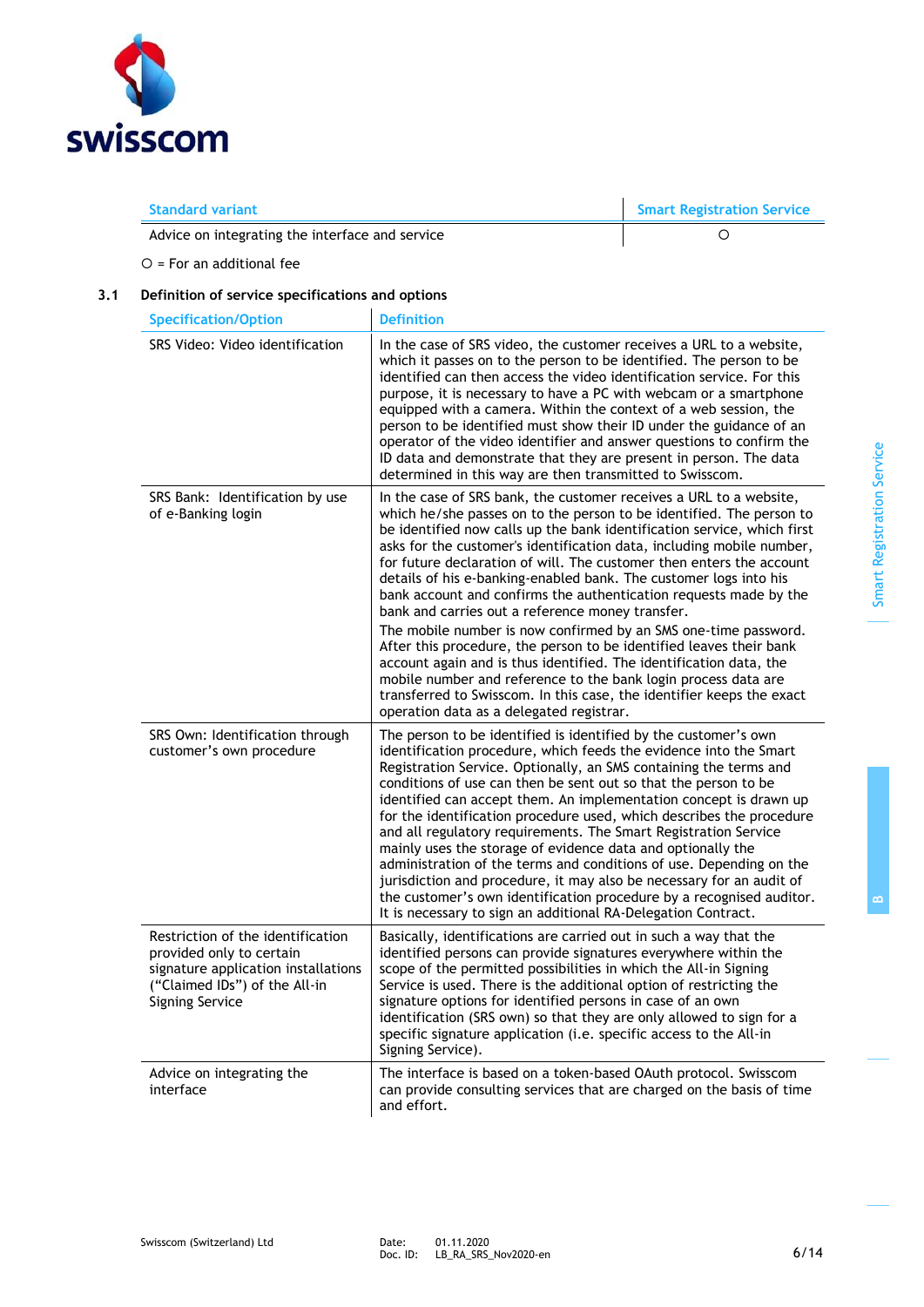| Standard variant | Smart Registration Service |
|---|---|
| Advice on integrating the interface and service | ○ |

○ = For an additional fee

### 3.1 Definition of service specifications and options

| Specification/Option | Definition |
|---|---|
| SRS Video: Video identification | In the case of SRS video, the customer receives a URL to a website, which it passes on to the person to be identified. The person to be identified can then access the video identification service. For this purpose, it is necessary to have a PC with webcam or a smartphone equipped with a camera. Within the context of a web session, the person to be identified must show their ID under the guidance of an operator of the video identifier and answer questions to confirm the ID data and demonstrate that they are present in person. The data determined in this way are then transmitted to Swisscom. |
| SRS Bank: Identification by use of e-Banking login | In the case of SRS bank, the customer receives a URL to a website, which he/she passes on to the person to be identified. The person to be identified now calls up the bank identification service, which first asks for the customer's identification data, including mobile number, for future declaration of will. The customer then enters the account details of his e-banking-enabled bank. The customer logs into his bank account and confirms the authentication requests made by the bank and carries out a reference money transfer.<br>The mobile number is now confirmed by an SMS one-time password. After this procedure, the person to be identified leaves their bank account again and is thus identified. The identification data, the mobile number and reference to the bank login process data are transferred to Swisscom. In this case, the identifier keeps the exact operation data as a delegated registrar. |
| SRS Own: Identification through customer's own procedure | The person to be identified is identified by the customer's own identification procedure, which feeds the evidence into the Smart Registration Service. Optionally, an SMS containing the terms and conditions of use can then be sent out so that the person to be identified can accept them. An implementation concept is drawn up for the identification procedure used, which describes the procedure and all regulatory requirements. The Smart Registration Service mainly uses the storage of evidence data and optionally the administration of the terms and conditions of use. Depending on the jurisdiction and procedure, it may also be necessary for an audit of the customer's own identification procedure by a recognised auditor. It is necessary to sign an additional RA-Delegation Contract. |
| Restriction of the identification provided only to certain signature application installations ("Claimed IDs") of the All-in Signing Service | Basically, identifications are carried out in such a way that the identified persons can provide signatures everywhere within the scope of the permitted possibilities in which the All-in Signing Service is used. There is the additional option of restricting the signature options for identified persons in case of an own identification (SRS own) so that they are only allowed to sign for a specific signature application (i.e. specific access to the All-in Signing Service). |
| Advice on integrating the interface | The interface is based on a token-based OAuth protocol. Swisscom can provide consulting services that are charged on the basis of time and effort. |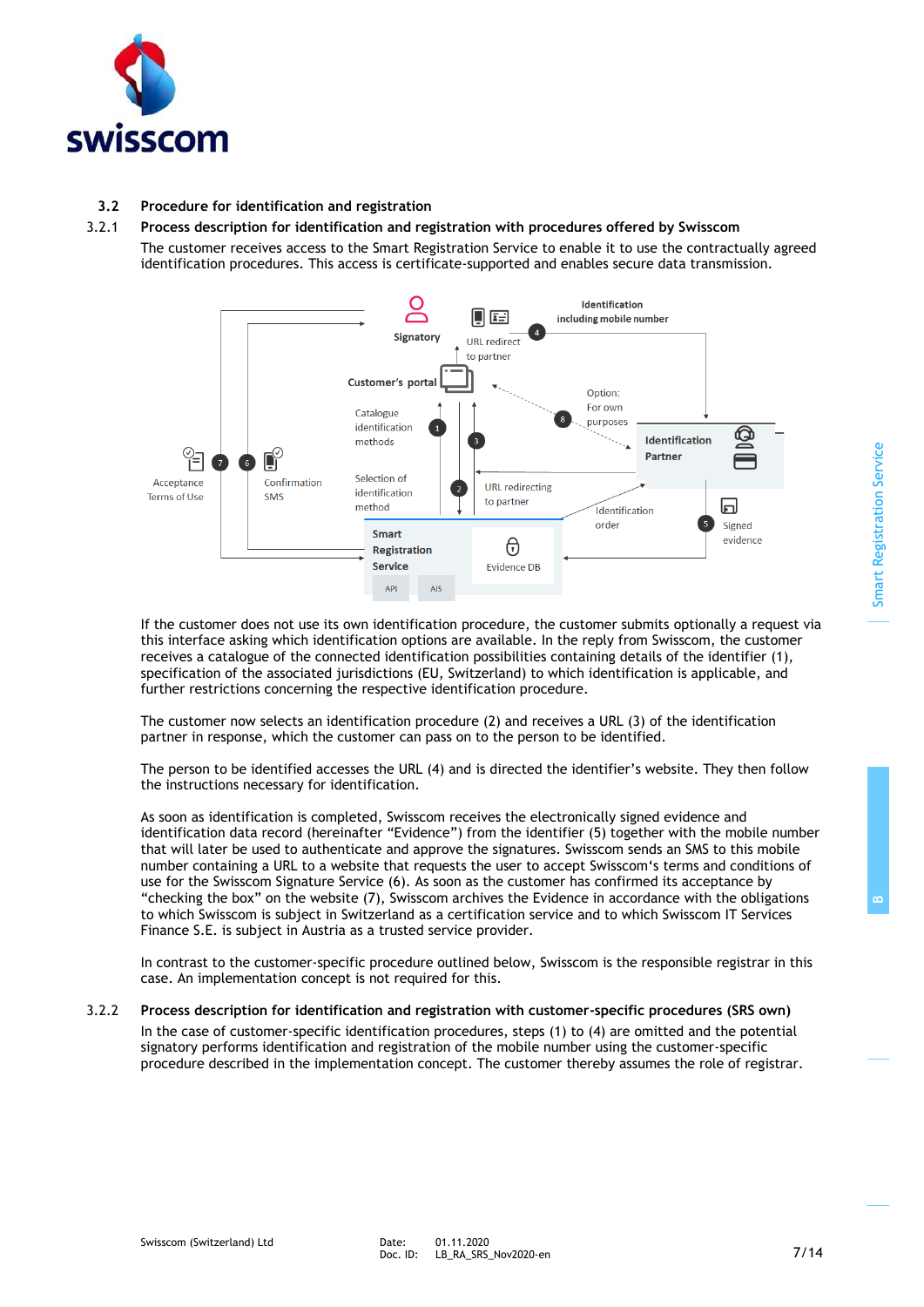## 3.2 Procedure for identification and registration

### 3.2.1 Process description for identification and registration with procedures offered by Swisscom

The customer receives access to the Smart Registration Service to enable it to use the contractually agreed identification procedures. This access is certificate-supported and enables secure data transmission.

If the customer does not use its own identification procedure, the customer submits optionally a request via this interface asking which identification options are available. In the reply from Swisscom, the customer receives a catalogue of the connected identification possibilities containing details of the identifier (1), specification of the associated jurisdictions (EU, Switzerland) to which identification is applicable, and further restrictions concerning the respective identification procedure.

The customer now selects an identification procedure (2) and receives a URL (3) of the identification partner in response, which the customer can pass on to the person to be identified.

The person to be identified accesses the URL (4) and is directed the identifier's website. They then follow the instructions necessary for identification.

As soon as identification is completed, Swisscom receives the electronically signed evidence and identification data record (hereinafter "Evidence") from the identifier (5) together with the mobile number that will later be used to authenticate and approve the signatures. Swisscom sends an SMS to this mobile number containing a URL to a website that requests the user to accept Swisscom's terms and conditions of use for the Swisscom Signature Service (6). As soon as the customer has confirmed its acceptance by "checking the box" on the website (7), Swisscom archives the Evidence in accordance with the obligations to which Swisscom is subject in Switzerland as a certification service and to which Swisscom IT Services Finance S.E. is subject in Austria as a trusted service provider.

In contrast to the customer-specific procedure outlined below, Swisscom is the responsible registrar in this case. An implementation concept is not required for this.

### 3.2.2 Process description for identification and registration with customer-specific procedures (SRS own)

In the case of customer-specific identification procedures, steps (1) to (4) are omitted and the potential signatory performs identification and registration of the mobile number using the customer-specific procedure described in the implementation concept. The customer thereby assumes the role of registrar.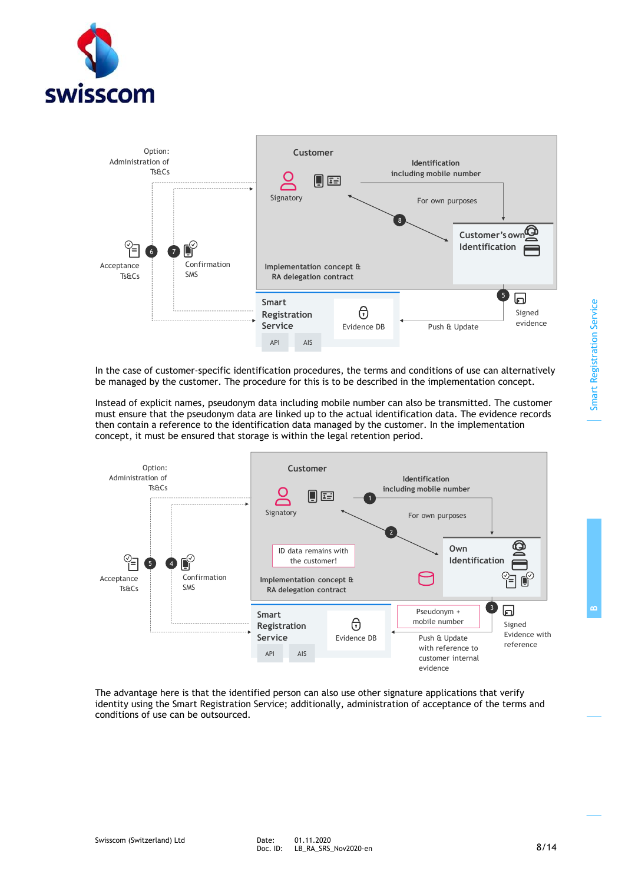Option: Administration of Ts&Cs

Customer

Signatory

Identification including mobile number

For own purposes

Customer's own Identification

Implementation concept & RA delegation contract

Acceptance Ts&Cs

Confirmation SMS

Smart Registration Service

Evidence DB

API

AIS

Push & Update

Signed evidence

In the case of customer-specific identification procedures, the terms and conditions of use can alternatively be managed by the customer. The procedure for this is to be described in the implementation concept.

Instead of explicit names, pseudonym data including mobile number can also be transmitted. The customer must ensure that the pseudonym data are linked up to the actual identification data. The evidence records then contain a reference to the identification data managed by the customer. In the implementation concept, it must be ensured that storage is within the legal retention period.

Option: Administration of Ts&Cs

Customer

Signatory

Identification including mobile number

For own purposes

ID data remains with the customer!

Own Identification

Implementation concept & RA delegation contract

Acceptance Ts&Cs

Confirmation SMS

Smart Registration Service

Evidence DB

API

AIS

Pseudonym + mobile number

Push & Update with reference to customer internal evidence

Signed Evidence with reference

The advantage here is that the identified person can also use other signature applications that verify identity using the Smart Registration Service; additionally, administration of acceptance of the terms and conditions of use can be outsourced.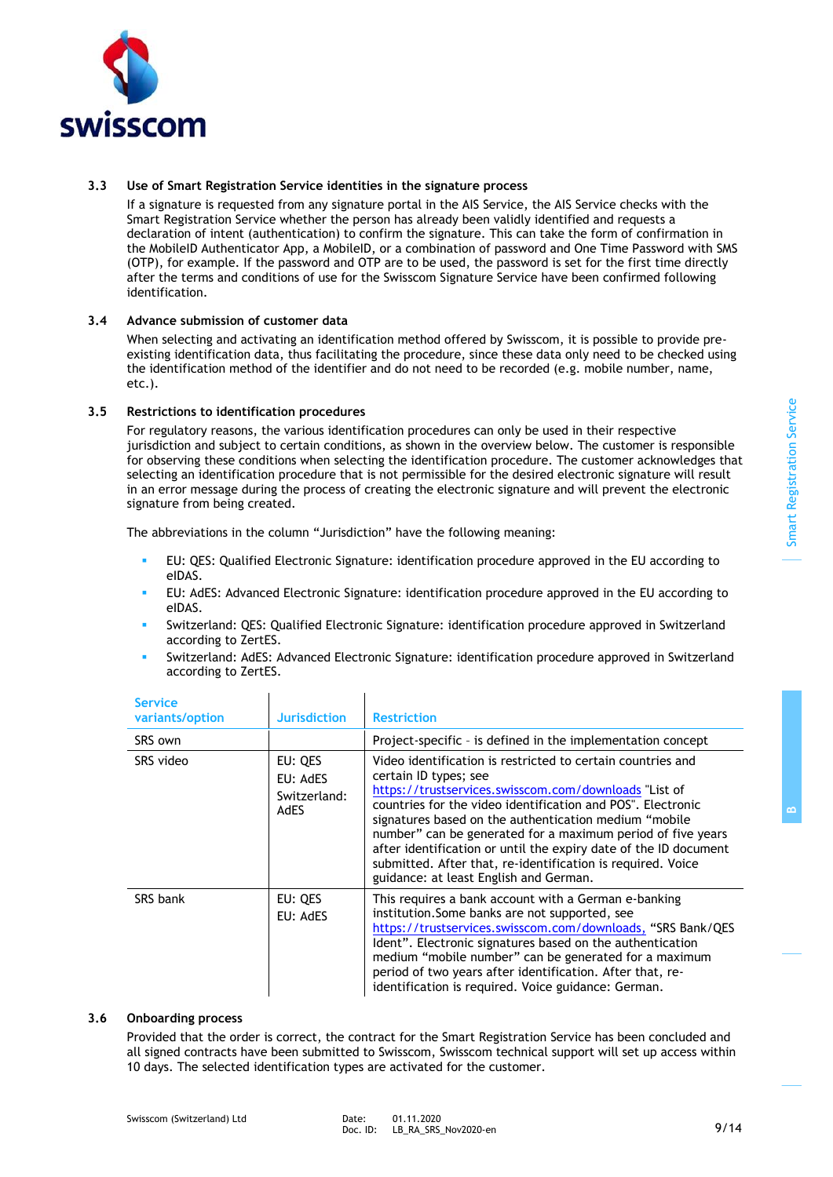### 3.3 Use of Smart Registration Service identities in the signature process

If a signature is requested from any signature portal in the AIS Service, the AIS Service checks with the Smart Registration Service whether the person has already been validly identified and requests a declaration of intent (authentication) to confirm the signature. This can take the form of confirmation in the MobileID Authenticator App, a MobileID, or a combination of password and One Time Password with SMS (OTP), for example. If the password and OTP are to be used, the password is set for the first time directly after the terms and conditions of use for the Swisscom Signature Service have been confirmed following identification.

### 3.4 Advance submission of customer data

When selecting and activating an identification method offered by Swisscom, it is possible to provide pre-existing identification data, thus facilitating the procedure, since these data only need to be checked using the identification method of the identifier and do not need to be recorded (e.g. mobile number, name, etc.).

### 3.5 Restrictions to identification procedures

For regulatory reasons, the various identification procedures can only be used in their respective jurisdiction and subject to certain conditions, as shown in the overview below. The customer is responsible for observing these conditions when selecting the identification procedure. The customer acknowledges that selecting an identification procedure that is not permissible for the desired electronic signature will result in an error message during the process of creating the electronic signature and will prevent the electronic signature from being created.

The abbreviations in the column "Jurisdiction" have the following meaning:

- EU: QES: Qualified Electronic Signature: identification procedure approved in the EU according to eIDAS.
- EU: AdES: Advanced Electronic Signature: identification procedure approved in the EU according to eIDAS.
- Switzerland: QES: Qualified Electronic Signature: identification procedure approved in Switzerland according to ZertES.
- Switzerland: AdES: Advanced Electronic Signature: identification procedure approved in Switzerland according to ZertES.

| Service variants/option | Jurisdiction | Restriction |
|---|---|---|
| SRS own | | Project-specific – is defined in the implementation concept |
| SRS video | EU: QES<br>EU: AdES<br>Switzerland: AdES | Video identification is restricted to certain countries and certain ID types; see https://trustservices.swisscom.com/downloads "List of countries for the video identification and POS". Electronic signatures based on the authentication medium "mobile number" can be generated for a maximum period of five years after identification or until the expiry date of the ID document submitted. After that, re-identification is required. Voice guidance: at least English and German. |
| SRS bank | EU: QES<br>EU: AdES | This requires a bank account with a German e-banking institution.Some banks are not supported, see https://trustservices.swisscom.com/downloads, "SRS Bank/QES Ident". Electronic signatures based on the authentication medium "mobile number" can be generated for a maximum period of two years after identification. After that, re-identification is required. Voice guidance: German. |

### 3.6 Onboarding process

Provided that the order is correct, the contract for the Smart Registration Service has been concluded and all signed contracts have been submitted to Swisscom, Swisscom technical support will set up access within 10 days. The selected identification types are activated for the customer.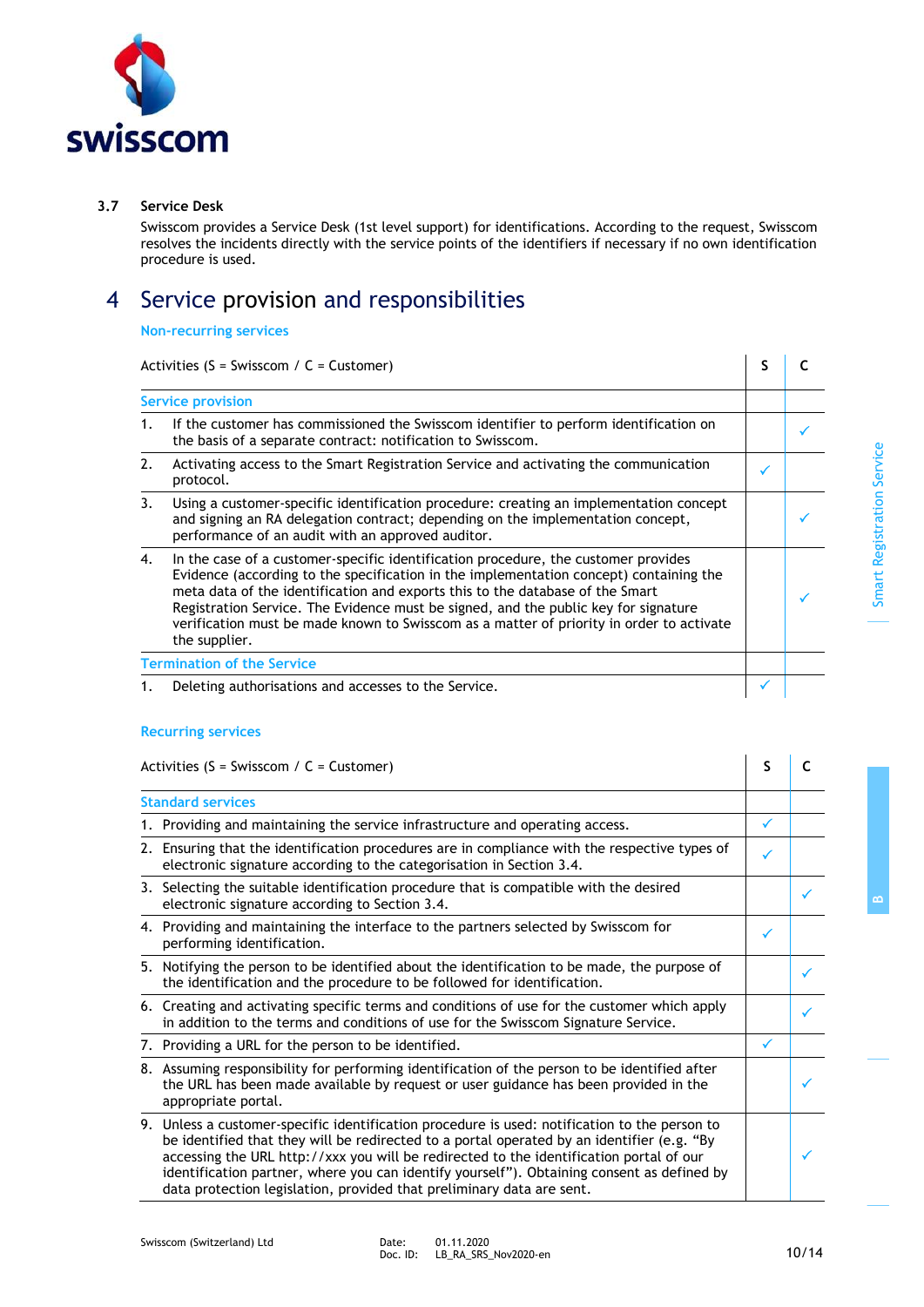### 3.7 Service Desk

Swisscom provides a Service Desk (1st level support) for identifications. According to the request, Swisscom resolves the incidents directly with the service points of the identifiers if necessary if no own identification procedure is used.

# 4 Service provision and responsibilities

## Non-recurring services

| Activities (S = Swisscom / C = Customer) | S | C |
|---|---|---|
| **Service provision** | | |
| 1. If the customer has commissioned the Swisscom identifier to perform identification on the basis of a separate contract: notification to Swisscom. | | ✓ |
| 2. Activating access to the Smart Registration Service and activating the communication protocol. | ✓ | |
| 3. Using a customer-specific identification procedure: creating an implementation concept and signing an RA delegation contract; depending on the implementation concept, performance of an audit with an approved auditor. | | ✓ |
| 4. In the case of a customer-specific identification procedure, the customer provides Evidence (according to the specification in the implementation concept) containing the meta data of the identification and exports this to the database of the Smart Registration Service. The Evidence must be signed, and the public key for signature verification must be made known to Swisscom as a matter of priority in order to activate the supplier. | | ✓ |
| **Termination of the Service** | | |
| 1. Deleting authorisations and accesses to the Service. | ✓ | |

## Recurring services

| Activities (S = Swisscom / C = Customer) | S | C |
|---|---|---|
| **Standard services** | | |
| 1. Providing and maintaining the service infrastructure and operating access. | ✓ | |
| 2. Ensuring that the identification procedures are in compliance with the respective types of electronic signature according to the categorisation in Section 3.4. | ✓ | |
| 3. Selecting the suitable identification procedure that is compatible with the desired electronic signature according to Section 3.4. | | ✓ |
| 4. Providing and maintaining the interface to the partners selected by Swisscom for performing identification. | ✓ | |
| 5. Notifying the person to be identified about the identification to be made, the purpose of the identification and the procedure to be followed for identification. | | ✓ |
| 6. Creating and activating specific terms and conditions of use for the customer which apply in addition to the terms and conditions of use for the Swisscom Signature Service. | | ✓ |
| 7. Providing a URL for the person to be identified. | ✓ | |
| 8. Assuming responsibility for performing identification of the person to be identified after the URL has been made available by request or user guidance has been provided in the appropriate portal. | | ✓ |
| 9. Unless a customer-specific identification procedure is used: notification to the person to be identified that they will be redirected to a portal operated by an identifier (e.g. "By accessing the URL http://xxx you will be redirected to the identification portal of our identification partner, where you can identify yourself"). Obtaining consent as defined by data protection legislation, provided that preliminary data are sent. | | ✓ |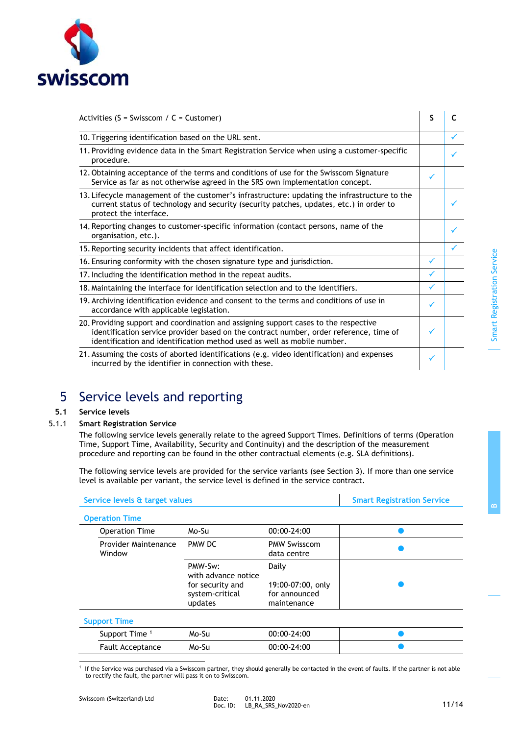| Activities (S = Swisscom / C = Customer) | S | C |
|---|---|---|
| 10. Triggering identification based on the URL sent. | | ✓ |
| 11. Providing evidence data in the Smart Registration Service when using a customer-specific procedure. | | ✓ |
| 12. Obtaining acceptance of the terms and conditions of use for the Swisscom Signature Service as far as not otherwise agreed in the SRS own implementation concept. | ✓ | |
| 13. Lifecycle management of the customer's infrastructure: updating the infrastructure to the current status of technology and security (security patches, updates, etc.) in order to protect the interface. | | ✓ |
| 14. Reporting changes to customer-specific information (contact persons, name of the organisation, etc.). | | ✓ |
| 15. Reporting security incidents that affect identification. | | ✓ |
| 16. Ensuring conformity with the chosen signature type and jurisdiction. | ✓ | |
| 17. Including the identification method in the repeat audits. | ✓ | |
| 18. Maintaining the interface for identification selection and to the identifiers. | ✓ | |
| 19. Archiving identification evidence and consent to the terms and conditions of use in accordance with applicable legislation. | ✓ | |
| 20. Providing support and coordination and assigning support cases to the respective identification service provider based on the contract number, order reference, time of identification and identification method used as well as mobile number. | ✓ | |
| 21. Assuming the costs of aborted identifications (e.g. video identification) and expenses incurred by the identifier in connection with these. | ✓ | |

# 5 Service levels and reporting

## 5.1 Service levels

### 5.1.1 Smart Registration Service

The following service levels generally relate to the agreed Support Times. Definitions of terms (Operation Time, Support Time, Availability, Security and Continuity) and the description of the measurement procedure and reporting can be found in the other contractual elements (e.g. SLA definitions).

The following service levels are provided for the service variants (see Section 3). If more than one service level is available per variant, the service level is defined in the service contract.

| Service levels & target values | | | Smart Registration Service |
|---|---|---|---|
| **Operation Time** | | | |
| Operation Time | Mo-Su | 00:00-24:00 | ● |
| Provider Maintenance Window | PMW DC | PMW Swisscom data centre | ● |
| | PMW-Sw: with advance notice for security and system-critical updates | Daily<br>19:00-07:00, only for announced maintenance | ● |
| **Support Time** | | | |
| Support Time [1] | Mo-Su | 00:00-24:00 | ● |
| Fault Acceptance | Mo-Su | 00:00-24:00 | ● |

[1] If the Service was purchased via a Swisscom partner, they should generally be contacted in the event of faults. If the partner is not able to rectify the fault, the partner will pass it on to Swisscom.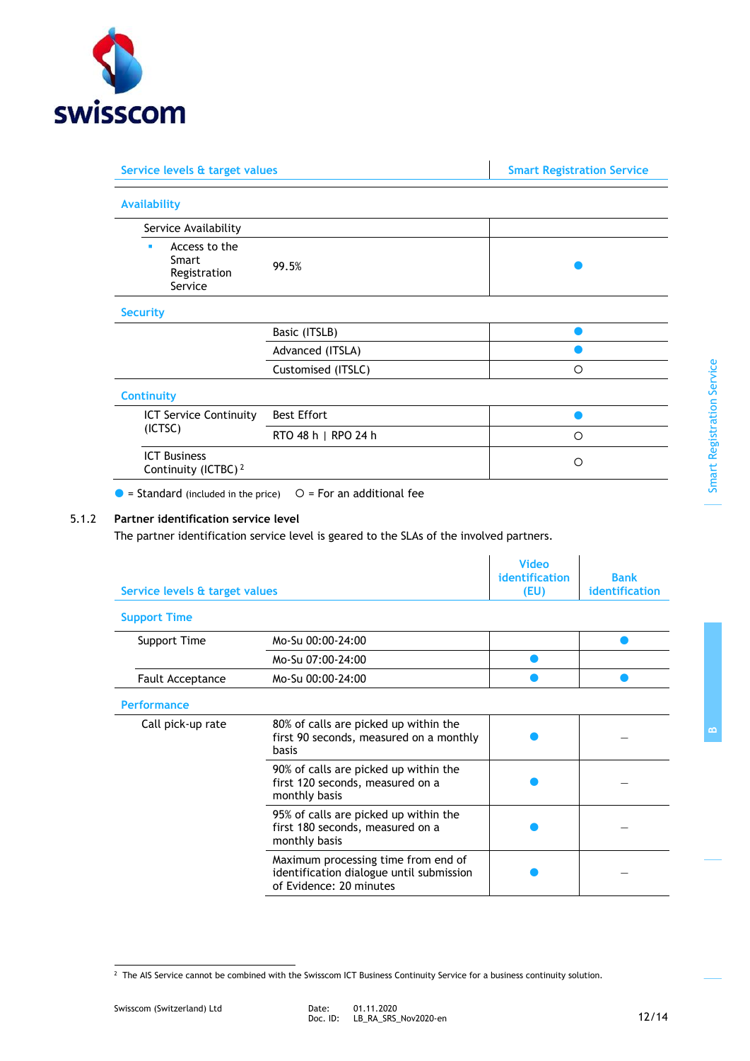| Service levels & target values | | Smart Registration Service |
|---|---|---|
| **Availability** | | |
| Service Availability | | |
| ▪ Access to the Smart Registration Service | 99.5% | ● |
| **Security** | | |
| | Basic (ITSLB) | ● |
| | Advanced (ITSLA) | ● |
| | Customised (ITSLC) | ○ |
| **Continuity** | | |
| ICT Service Continuity (ICTSC) | Best Effort | ● |
| | RTO 48 h \| RPO 24 h | ○ |
| ICT Business Continuity (ICTBC) [2] | | ○ |

● = Standard (included in the price) ○ = For an additional fee

### 5.1.2 Partner identification service level

The partner identification service level is geared to the SLAs of the involved partners.

| Service levels & target values | | Video identification (EU) | Bank identification |
|---|---|---|---|
| **Support Time** | | | |
| Support Time | Mo-Su 00:00-24:00 | | ● |
| | Mo-Su 07:00-24:00 | ● | |
| Fault Acceptance | Mo-Su 00:00-24:00 | ● | ● |
| **Performance** | | | |
| Call pick-up rate | 80% of calls are picked up within the first 90 seconds, measured on a monthly basis | ● | – |
| | 90% of calls are picked up within the first 120 seconds, measured on a monthly basis | ● | – |
| | 95% of calls are picked up within the first 180 seconds, measured on a monthly basis | ● | – |
| | Maximum processing time from end of identification dialogue until submission of Evidence: 20 minutes | ● | – |

[2] The AIS Service cannot be combined with the Swisscom ICT Business Continuity Service for a business continuity solution.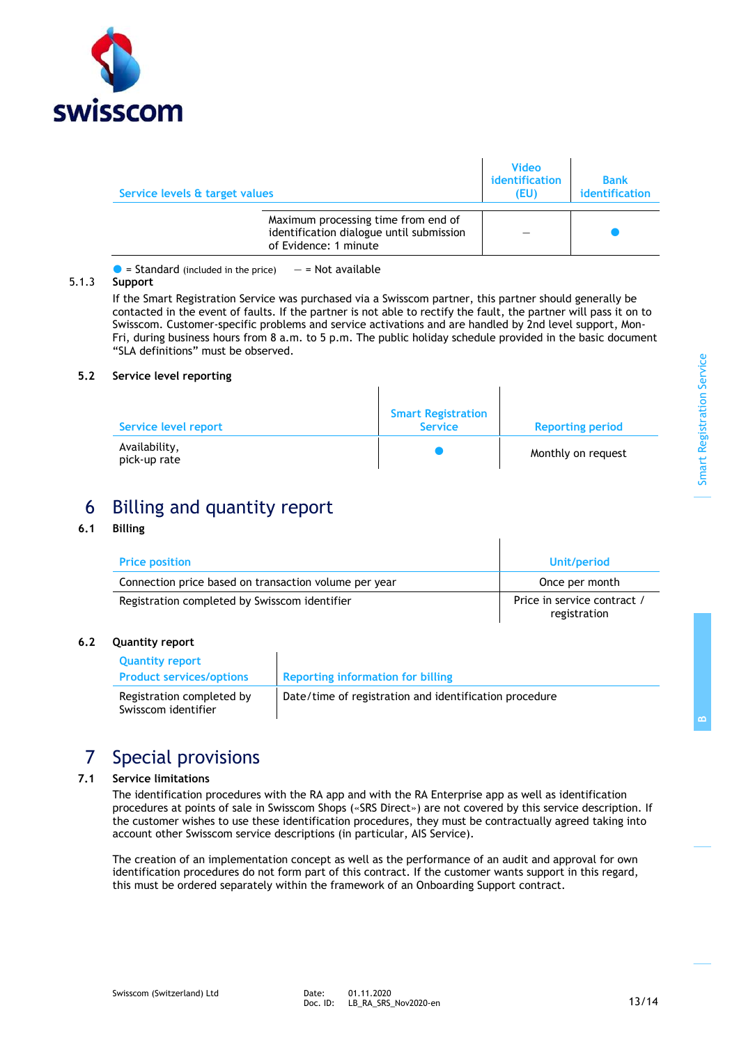| Service levels & target values | | Video identification (EU) | Bank identification |
|---|---|---|---|
| | Maximum processing time from end of identification dialogue until submission of Evidence: 1 minute | – | ● |

● = Standard (included in the price) – = Not available

#### 5.1.3 Support

If the Smart Registration Service was purchased via a Swisscom partner, this partner should generally be contacted in the event of faults. If the partner is not able to rectify the fault, the partner will pass it on to Swisscom. Customer-specific problems and service activations and are handled by 2nd level support, Mon-Fri, during business hours from 8 a.m. to 5 p.m. The public holiday schedule provided in the basic document "SLA definitions" must be observed.

### 5.2 Service level reporting

| Service level report | Smart Registration Service | Reporting period |
|---|---|---|
| Availability, pick-up rate | ● | Monthly on request |

## 6 Billing and quantity report

### 6.1 Billing

| Price position | Unit/period |
|---|---|
| Connection price based on transaction volume per year | Once per month |
| Registration completed by Swisscom identifier | Price in service contract / registration |

### 6.2 Quantity report

| Quantity report Product services/options | Reporting information for billing |
|---|---|
| Registration completed by Swisscom identifier | Date/time of registration and identification procedure |

## 7 Special provisions

### 7.1 Service limitations

The identification procedures with the RA app and with the RA Enterprise app as well as identification procedures at points of sale in Swisscom Shops («SRS Direct») are not covered by this service description. If the customer wishes to use these identification procedures, they must be contractually agreed taking into account other Swisscom service descriptions (in particular, AIS Service).

The creation of an implementation concept as well as the performance of an audit and approval for own identification procedures do not form part of this contract. If the customer wants support in this regard, this must be ordered separately within the framework of an Onboarding Support contract.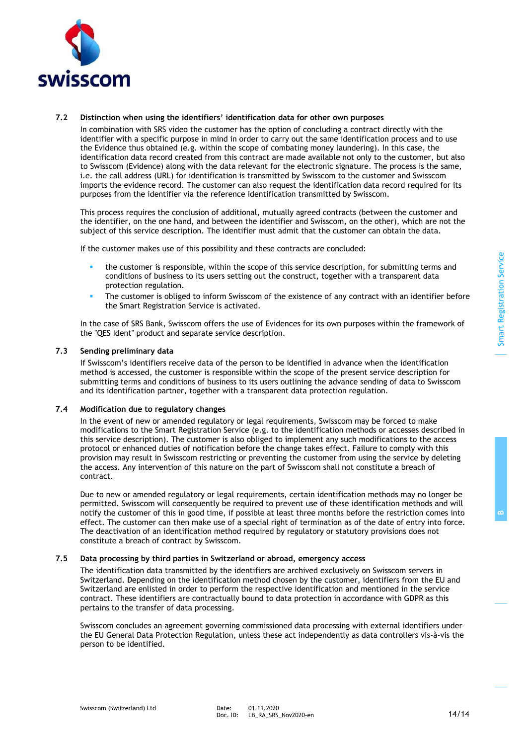### 7.2 Distinction when using the identifiers' identification data for other own purposes

In combination with SRS video the customer has the option of concluding a contract directly with the identifier with a specific purpose in mind in order to carry out the same identification process and to use the Evidence thus obtained (e.g. within the scope of combating money laundering). In this case, the identification data record created from this contract are made available not only to the customer, but also to Swisscom (Evidence) along with the data relevant for the electronic signature. The process is the same, i.e. the call address (URL) for identification is transmitted by Swisscom to the customer and Swisscom imports the evidence record. The customer can also request the identification data record required for its purposes from the identifier via the reference identification transmitted by Swisscom.

This process requires the conclusion of additional, mutually agreed contracts (between the customer and the identifier, on the one hand, and between the identifier and Swisscom, on the other), which are not the subject of this service description. The identifier must admit that the customer can obtain the data.

If the customer makes use of this possibility and these contracts are concluded:

- the customer is responsible, within the scope of this service description, for submitting terms and conditions of business to its users setting out the construct, together with a transparent data protection regulation.
- The customer is obliged to inform Swisscom of the existence of any contract with an identifier before the Smart Registration Service is activated.

In the case of SRS Bank, Swisscom offers the use of Evidences for its own purposes within the framework of the "QES Ident" product and separate service description.

### 7.3 Sending preliminary data

If Swisscom's identifiers receive data of the person to be identified in advance when the identification method is accessed, the customer is responsible within the scope of the present service description for submitting terms and conditions of business to its users outlining the advance sending of data to Swisscom and its identification partner, together with a transparent data protection regulation.

### 7.4 Modification due to regulatory changes

In the event of new or amended regulatory or legal requirements, Swisscom may be forced to make modifications to the Smart Registration Service (e.g. to the identification methods or accesses described in this service description). The customer is also obliged to implement any such modifications to the access protocol or enhanced duties of notification before the change takes effect. Failure to comply with this provision may result in Swisscom restricting or preventing the customer from using the service by deleting the access. Any intervention of this nature on the part of Swisscom shall not constitute a breach of contract.

Due to new or amended regulatory or legal requirements, certain identification methods may no longer be permitted. Swisscom will consequently be required to prevent use of these identification methods and will notify the customer of this in good time, if possible at least three months before the restriction comes into effect. The customer can then make use of a special right of termination as of the date of entry into force. The deactivation of an identification method required by regulatory or statutory provisions does not constitute a breach of contract by Swisscom.

### 7.5 Data processing by third parties in Switzerland or abroad, emergency access

The identification data transmitted by the identifiers are archived exclusively on Swisscom servers in Switzerland. Depending on the identification method chosen by the customer, identifiers from the EU and Switzerland are enlisted in order to perform the respective identification and mentioned in the service contract. These identifiers are contractually bound to data protection in accordance with GDPR as this pertains to the transfer of data processing.

Swisscom concludes an agreement governing commissioned data processing with external identifiers under the EU General Data Protection Regulation, unless these act independently as data controllers vis-à-vis the person to be identified.